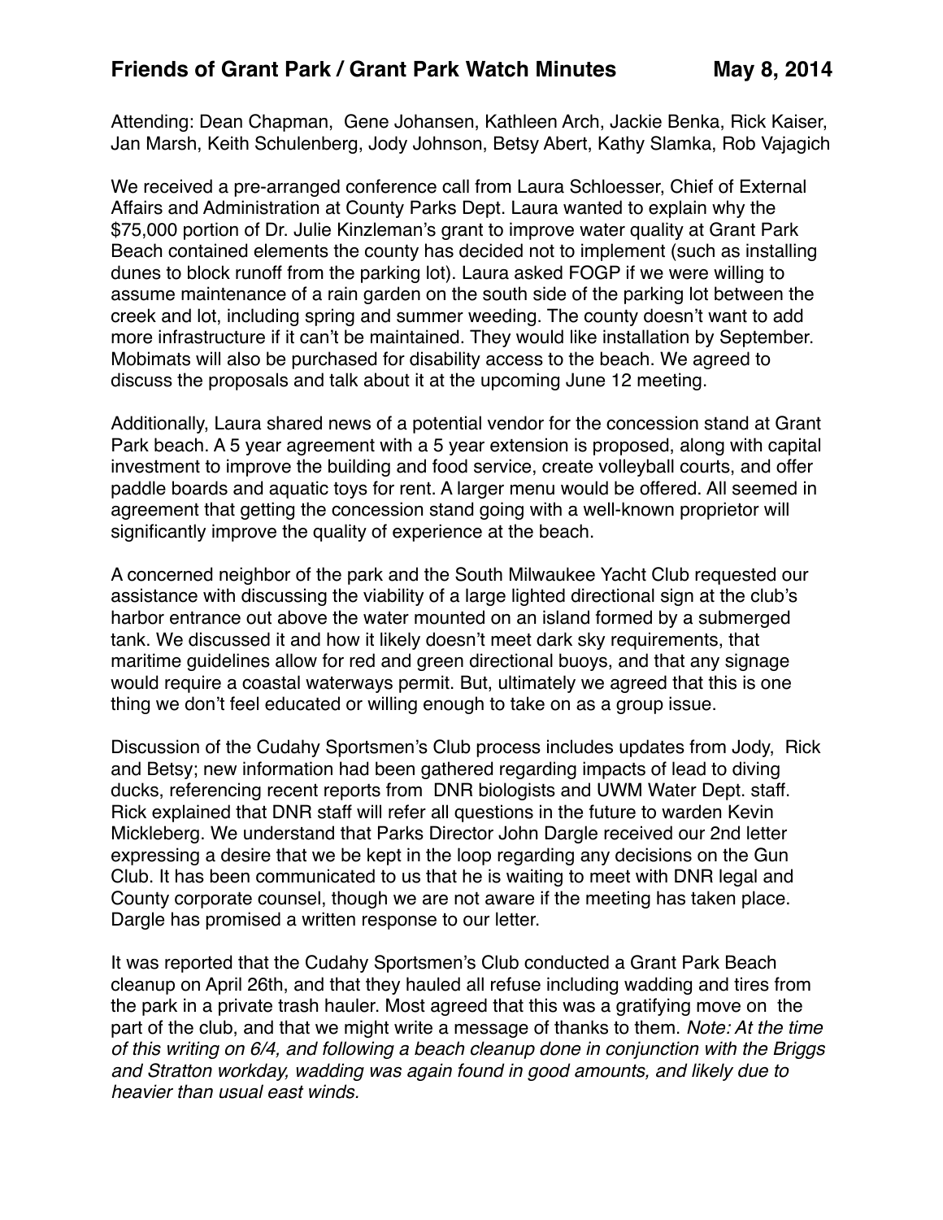# Friends of Grant Park / Grant Park Watch Minutes May 8, 2014

Attending: Dean Chapman, Gene Johansen, Kathleen Arch, Jackie Benka, Rick Kaiser, Jan Marsh, Keith Schulenberg, Jody Johnson, Betsy Abert, Kathy Slamka, Rob Vajagich

We received a pre-arranged conference call from Laura Schloesser, Chief of External Affairs and Administration at County Parks Dept. Laura wanted to explain why the $75,000 portion of Dr. Julie Kinzleman's grant to improve water quality at Grant Park Beach contained elements the county has decided not to implement (such as installing dunes to block runoff from the parking lot). Laura asked FOGP if we were willing to assume maintenance of a rain garden on the south side of the parking lot between the creek and lot, including spring and summer weeding. The county doesn't want to add more infrastructure if it can't be maintained. They would like installation by September. Mobimats will also be purchased for disability access to the beach. We agreed to discuss the proposals and talk about it at the upcoming June 12 meeting.

Additionally, Laura shared news of a potential vendor for the concession stand at Grant Park beach. A 5 year agreement with a 5 year extension is proposed, along with capital investment to improve the building and food service, create volleyball courts, and offer paddle boards and aquatic toys for rent. A larger menu would be offered. All seemed in agreement that getting the concession stand going with a well-known proprietor will significantly improve the quality of experience at the beach.

A concerned neighbor of the park and the South Milwaukee Yacht Club requested our assistance with discussing the viability of a large lighted directional sign at the club's harbor entrance out above the water mounted on an island formed by a submerged tank. We discussed it and how it likely doesn't meet dark sky requirements, that maritime guidelines allow for red and green directional buoys, and that any signage would require a coastal waterways permit. But, ultimately we agreed that this is one thing we don't feel educated or willing enough to take on as a group issue.

Discussion of the Cudahy Sportsmen's Club process includes updates from Jody, Rick and Betsy; new information had been gathered regarding impacts of lead to diving ducks, referencing recent reports from DNR biologists and UWM Water Dept. staff. Rick explained that DNR staff will refer all questions in the future to warden Kevin Mickleberg. We understand that Parks Director John Dargle received our 2nd letter expressing a desire that we be kept in the loop regarding any decisions on the Gun Club. It has been communicated to us that he is waiting to meet with DNR legal and County corporate counsel, though we are not aware if the meeting has taken place. Dargle has promised a written response to our letter.

It was reported that the Cudahy Sportsmen's Club conducted a Grant Park Beach cleanup on April 26th, and that they hauled all refuse including wadding and tires from the park in a private trash hauler. Most agreed that this was a gratifying move on the part of the club, and that we might write a message of thanks to them. *Note: At the time of this writing on 6/4, and following a beach cleanup done in conjunction with the Briggs and Stratton workday, wadding was again found in good amounts, and likely due to heavier than usual east winds.*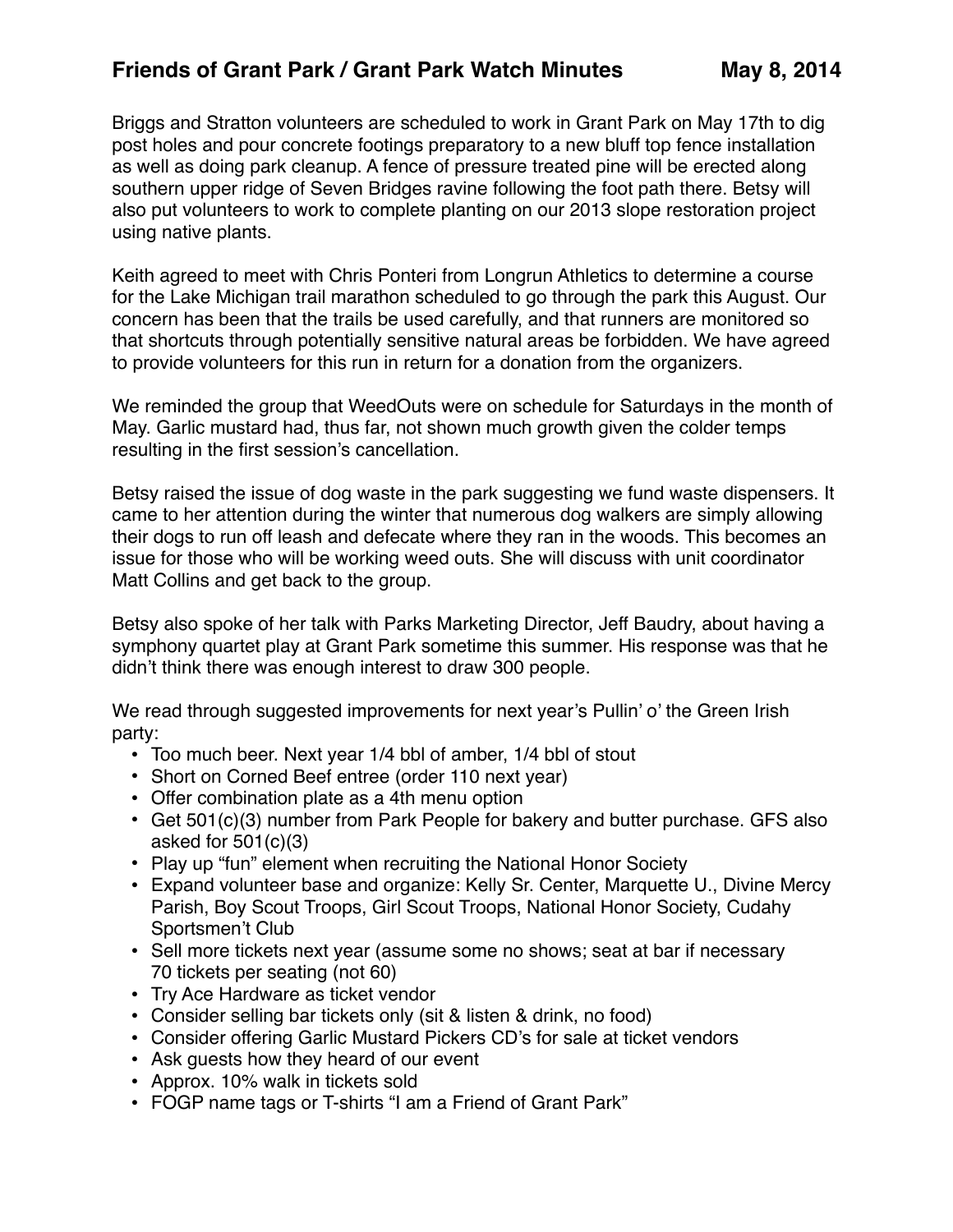Briggs and Stratton volunteers are scheduled to work in Grant Park on May 17th to dig post holes and pour concrete footings preparatory to a new bluff top fence installation as well as doing park cleanup. A fence of pressure treated pine will be erected along southern upper ridge of Seven Bridges ravine following the foot path there. Betsy will also put volunteers to work to complete planting on our 2013 slope restoration project using native plants.

Keith agreed to meet with Chris Ponteri from Longrun Athletics to determine a course for the Lake Michigan trail marathon scheduled to go through the park this August. Our concern has been that the trails be used carefully, and that runners are monitored so that shortcuts through potentially sensitive natural areas be forbidden. We have agreed to provide volunteers for this run in return for a donation from the organizers.

We reminded the group that WeedOuts were on schedule for Saturdays in the month of May. Garlic mustard had, thus far, not shown much growth given the colder temps resulting in the first session's cancellation.

Betsy raised the issue of dog waste in the park suggesting we fund waste dispensers. It came to her attention during the winter that numerous dog walkers are simply allowing their dogs to run off leash and defecate where they ran in the woods. This becomes an issue for those who will be working weed outs. She will discuss with unit coordinator Matt Collins and get back to the group.

Betsy also spoke of her talk with Parks Marketing Director, Jeff Baudry, about having a symphony quartet play at Grant Park sometime this summer. His response was that he didn't think there was enough interest to draw 300 people.

We read through suggested improvements for next year's Pullin' o' the Green Irish party:

- Too much beer. Next year 1/4 bbl of amber, 1/4 bbl of stout
- Short on Corned Beef entree (order 110 next year)
- Offer combination plate as a 4th menu option
- Get 501(c)(3) number from Park People for bakery and butter purchase. GFS also asked for 501(c)(3)
- Play up "fun" element when recruiting the National Honor Society
- Expand volunteer base and organize: Kelly Sr. Center, Marquette U., Divine Mercy Parish, Boy Scout Troops, Girl Scout Troops, National Honor Society, Cudahy Sportsmen't Club
- Sell more tickets next year (assume some no shows; seat at bar if necessary 70 tickets per seating (not 60)
- Try Ace Hardware as ticket vendor
- Consider selling bar tickets only (sit & listen & drink, no food)
- Consider offering Garlic Mustard Pickers CD's for sale at ticket vendors
- Ask guests how they heard of our event
- Approx. 10% walk in tickets sold
- FOGP name tags or T-shirts "I am a Friend of Grant Park"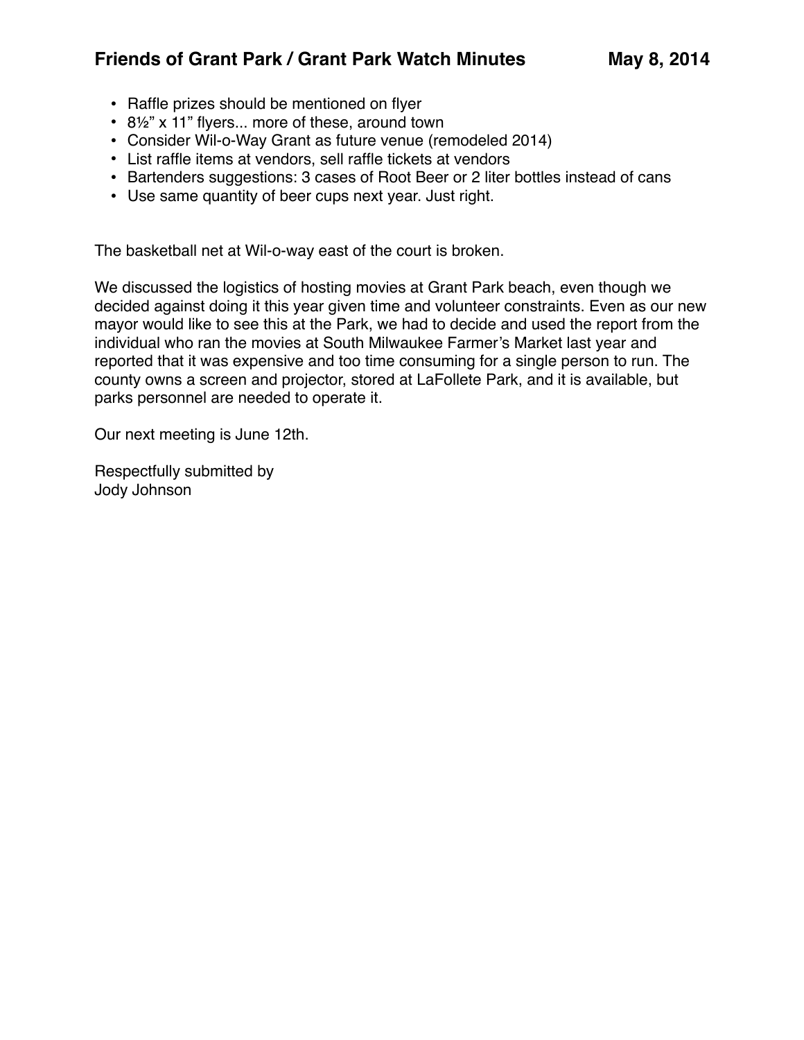- Raffle prizes should be mentioned on flyer
- 8½" x 11" flyers... more of these, around town
- Consider Wil-o-Way Grant as future venue (remodeled 2014)
- List raffle items at vendors, sell raffle tickets at vendors
- Bartenders suggestions: 3 cases of Root Beer or 2 liter bottles instead of cans
- Use same quantity of beer cups next year. Just right.

The basketball net at Wil-o-way east of the court is broken.

We discussed the logistics of hosting movies at Grant Park beach, even though we decided against doing it this year given time and volunteer constraints. Even as our new mayor would like to see this at the Park, we had to decide and used the report from the individual who ran the movies at South Milwaukee Farmer's Market last year and reported that it was expensive and too time consuming for a single person to run. The county owns a screen and projector, stored at LaFollete Park, and it is available, but parks personnel are needed to operate it.

Our next meeting is June 12th.

Respectfully submitted by
Jody Johnson